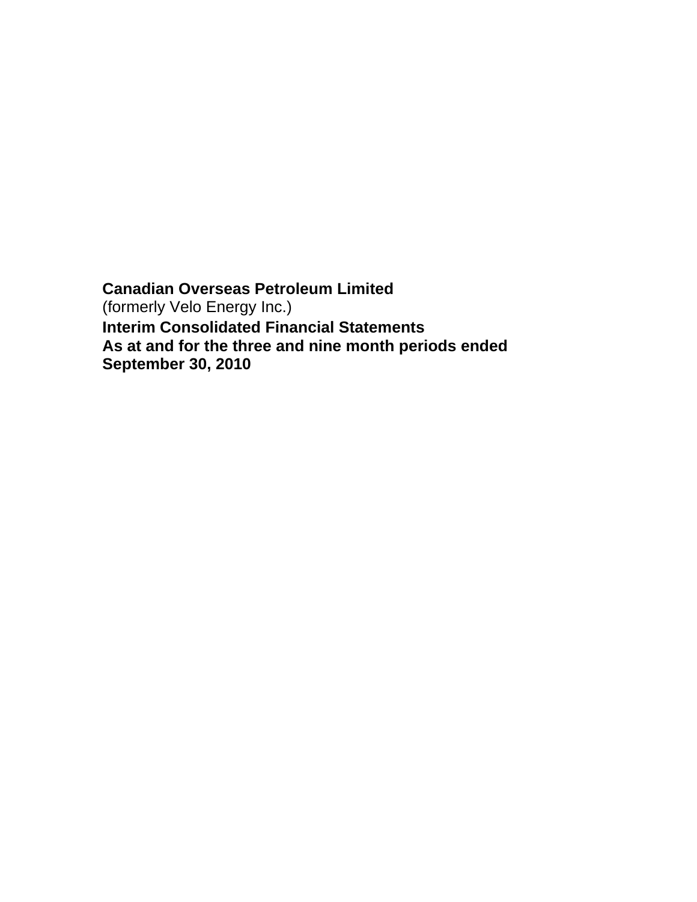**Canadian Overseas Petroleum Limited**
(formerly Velo Energy Inc.)
**Interim Consolidated Financial Statements**
**As at and for the three and nine month periods ended**
**September 30, 2010**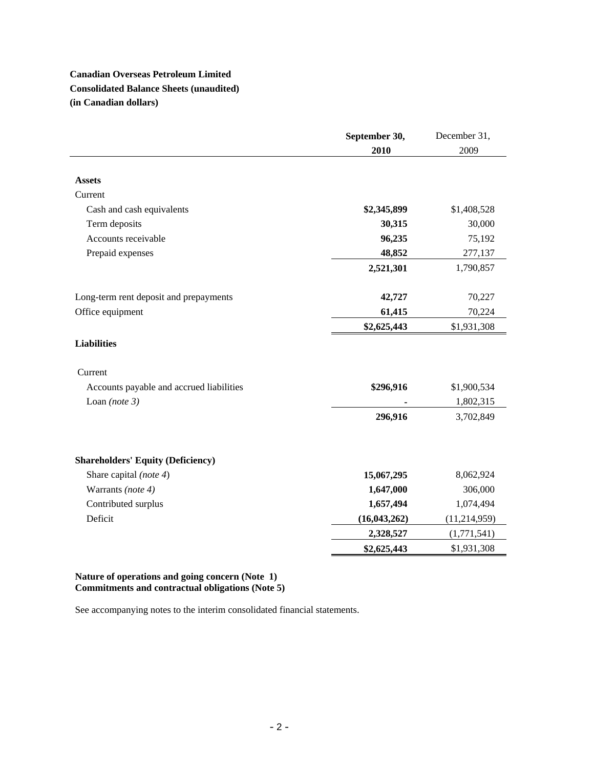**Canadian Overseas Petroleum Limited**
**Consolidated Balance Sheets (unaudited)**
**(in Canadian dollars)**

| | September 30, 2010 | December 31, 2009 |
|---|---|---|
| **Assets** | | |
| Current | | |
| Cash and cash equivalents | **$2,345,899** | $1,408,528 |
| Term deposits | **30,315** | 30,000 |
| Accounts receivable | **96,235** | 75,192 |
| Prepaid expenses | **48,852** | 277,137 |
| | **2,521,301** | 1,790,857 |
| Long-term rent deposit and prepayments | **42,727** | 70,227 |
| Office equipment | **61,415** | 70,224 |
| | **$2,625,443** | $1,931,308 |
| **Liabilities** | | |
| Current | | |
| Accounts payable and accrued liabilities | **$296,916** | $1,900,534 |
| Loan *(note 3)* | **-** | 1,802,315 |
| | **296,916** | 3,702,849 |
| **Shareholders' Equity (Deficiency)** | | |
| Share capital *(note 4)* | **15,067,295** | 8,062,924 |
| Warrants *(note 4)* | **1,647,000** | 306,000 |
| Contributed surplus | **1,657,494** | 1,074,494 |
| Deficit | **(16,043,262)** | (11,214,959) |
| | **2,328,527** | (1,771,541) |
| | **$2,625,443** | $1,931,308 |

**Nature of operations and going concern (Note 1)**
**Commitments and contractual obligations (Note 5)**

See accompanying notes to the interim consolidated financial statements.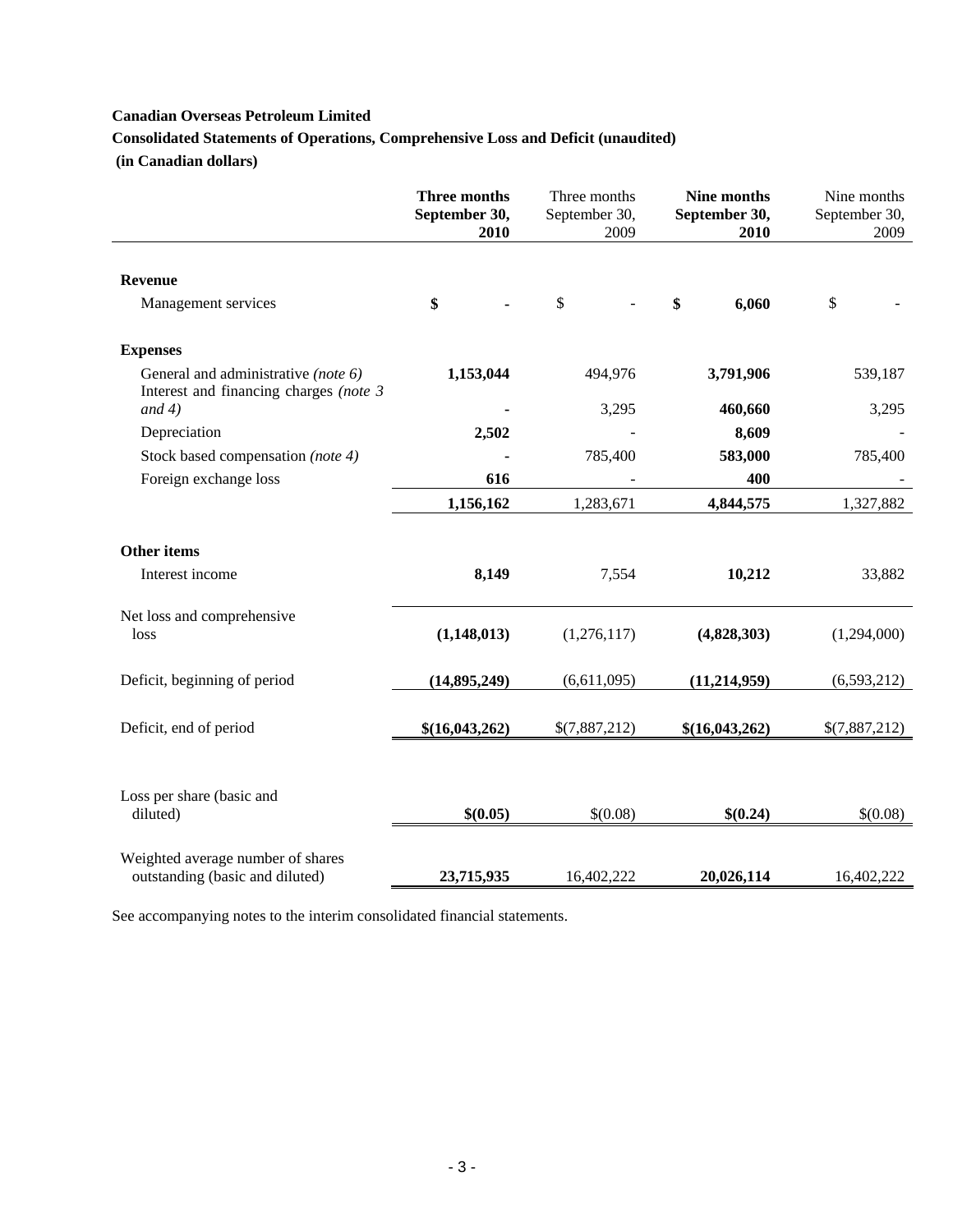**Canadian Overseas Petroleum Limited**

**Consolidated Statements of Operations, Comprehensive Loss and Deficit (unaudited)**

**(in Canadian dollars)**

| | **Three months September 30, 2010** | Three months September 30, 2009 | **Nine months September 30, 2010** | Nine months September 30, 2009 |
|---|---|---|---|---|
| **Revenue** | | | | |
| Management services | **$ -** | $ - | **$ 6,060** | $ - |
| **Expenses** | | | | |
| General and administrative *(note 6)* | **1,153,044** | 494,976 | **3,791,906** | 539,187 |
| Interest and financing charges *(note 3 and 4)* | **-** | 3,295 | **460,660** | 3,295 |
| Depreciation | **2,502** | - | **8,609** | - |
| Stock based compensation *(note 4)* | **-** | 785,400 | **583,000** | 785,400 |
| Foreign exchange loss | **616** | - | **400** | - |
| | **1,156,162** | 1,283,671 | **4,844,575** | 1,327,882 |
| **Other items** | | | | |
| Interest income | **8,149** | 7,554 | **10,212** | 33,882 |
| Net loss and comprehensive loss | **(1,148,013)** | (1,276,117) | **(4,828,303)** | (1,294,000) |
| Deficit, beginning of period | **(14,895,249)** | (6,611,095) | **(11,214,959)** | (6,593,212) |
| Deficit, end of period | **$(16,043,262)** | $(7,887,212) | **$(16,043,262)** | $(7,887,212) |
| Loss per share (basic and diluted) | **$(0.05)** | $(0.08) | **$(0.24)** | $(0.08) |
| Weighted average number of shares outstanding (basic and diluted) | **23,715,935** | 16,402,222 | **20,026,114** | 16,402,222 |

See accompanying notes to the interim consolidated financial statements.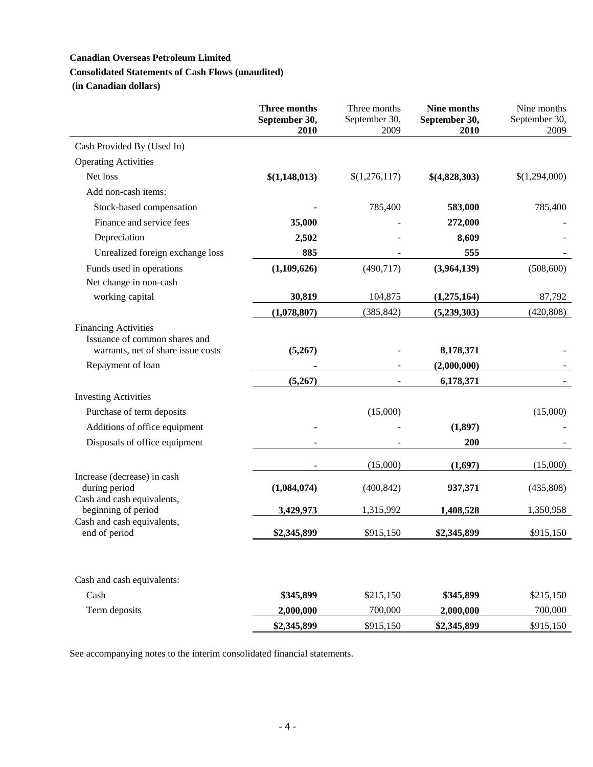**Canadian Overseas Petroleum Limited**

**Consolidated Statements of Cash Flows (unaudited)**

**(in Canadian dollars)**

| | **Three months September 30, 2010** | Three months September 30, 2009 | **Nine months September 30, 2010** | Nine months September 30, 2009 |
|---|---|---|---|---|
| Cash Provided By (Used In) | | | | |
| Operating Activities | | | | |
| Net loss | **$(1,148,013)** | $(1,276,117) | **$(4,828,303)** | $(1,294,000) |
| Add non-cash items: | | | | |
| Stock-based compensation | **-** | 785,400 | **583,000** | 785,400 |
| Finance and service fees | **35,000** | - | **272,000** | - |
| Depreciation | **2,502** | - | **8,609** | - |
| Unrealized foreign exchange loss | **885** | - | **555** | - |
| Funds used in operations | **(1,109,626)** | (490,717) | **(3,964,139)** | (508,600) |
| Net change in non-cash working capital | **30,819** | 104,875 | **(1,275,164)** | 87,792 |
| | **(1,078,807)** | (385,842) | **(5,239,303)** | (420,808) |
| Financing Activities | | | | |
| Issuance of common shares and warrants, net of share issue costs | **(5,267)** | - | **8,178,371** | - |
| Repayment of loan | **-** | - | **(2,000,000)** | - |
| | **(5,267)** | - | **6,178,371** | - |
| Investing Activities | | | | |
| Purchase of term deposits | | (15,000) | | (15,000) |
| Additions of office equipment | **-** | - | **(1,897)** | - |
| Disposals of office equipment | **-** | - | **200** | - |
| | **-** | (15,000) | **(1,697)** | (15,000) |
| Increase (decrease) in cash during period | **(1,084,074)** | (400,842) | **937,371** | (435,808) |
| Cash and cash equivalents, beginning of period | **3,429,973** | 1,315,992 | **1,408,528** | 1,350,958 |
| Cash and cash equivalents, end of period | **$2,345,899** | $915,150 | **$2,345,899** | $915,150 |
| | | | | |
| Cash and cash equivalents: | | | | |
| Cash | **$345,899** | $215,150 | **$345,899** | $215,150 |
| Term deposits | **2,000,000** | 700,000 | **2,000,000** | 700,000 |
| | **$2,345,899** | $915,150 | **$2,345,899** | $915,150 |

See accompanying notes to the interim consolidated financial statements.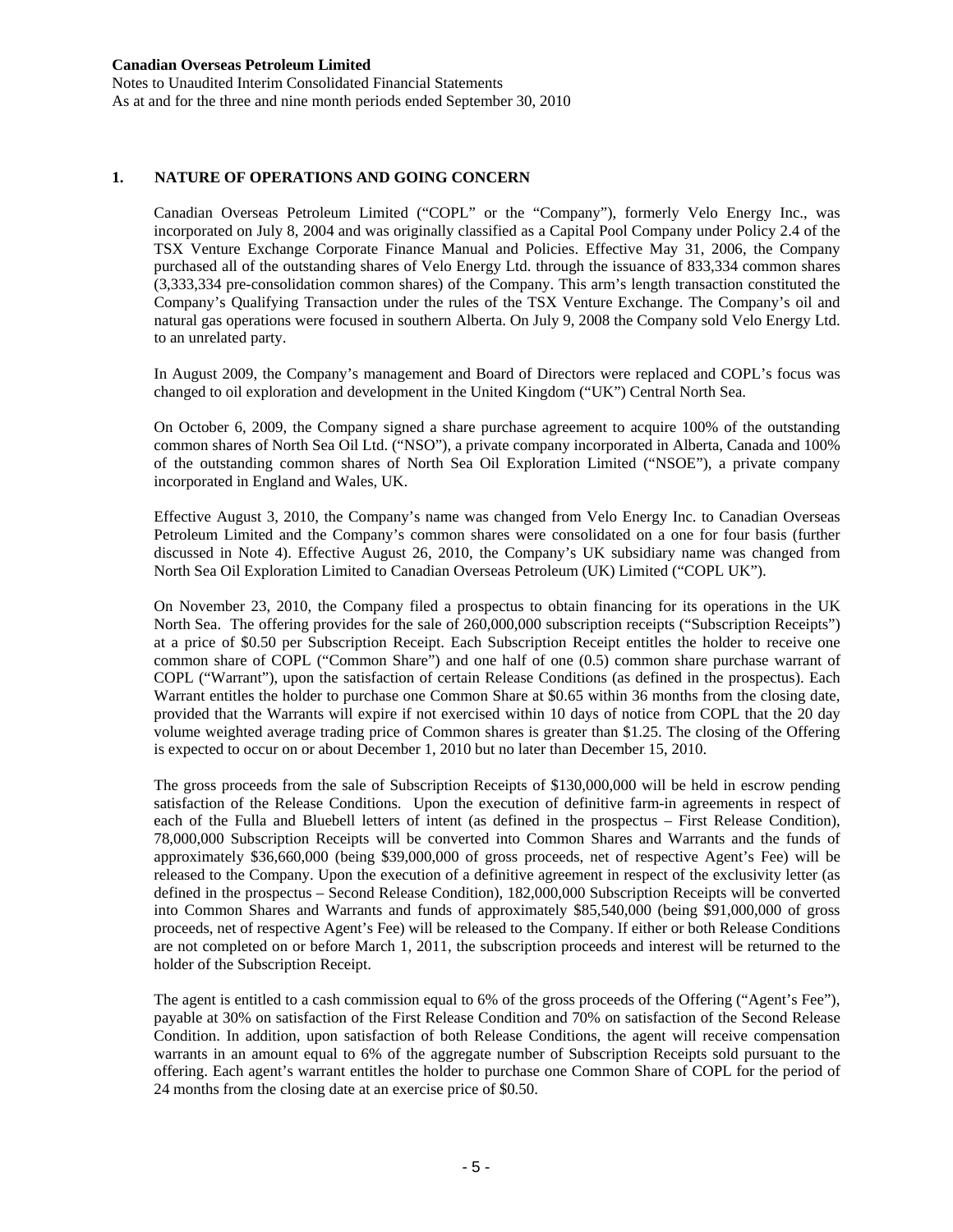## 1. NATURE OF OPERATIONS AND GOING CONCERN

Canadian Overseas Petroleum Limited ("COPL" or the "Company"), formerly Velo Energy Inc., was incorporated on July 8, 2004 and was originally classified as a Capital Pool Company under Policy 2.4 of the TSX Venture Exchange Corporate Finance Manual and Policies. Effective May 31, 2006, the Company purchased all of the outstanding shares of Velo Energy Ltd. through the issuance of 833,334 common shares (3,333,334 pre-consolidation common shares) of the Company. This arm's length transaction constituted the Company's Qualifying Transaction under the rules of the TSX Venture Exchange. The Company's oil and natural gas operations were focused in southern Alberta. On July 9, 2008 the Company sold Velo Energy Ltd. to an unrelated party.

In August 2009, the Company's management and Board of Directors were replaced and COPL's focus was changed to oil exploration and development in the United Kingdom ("UK") Central North Sea.

On October 6, 2009, the Company signed a share purchase agreement to acquire 100% of the outstanding common shares of North Sea Oil Ltd. ("NSO"), a private company incorporated in Alberta, Canada and 100% of the outstanding common shares of North Sea Oil Exploration Limited ("NSOE"), a private company incorporated in England and Wales, UK.

Effective August 3, 2010, the Company's name was changed from Velo Energy Inc. to Canadian Overseas Petroleum Limited and the Company's common shares were consolidated on a one for four basis (further discussed in Note 4). Effective August 26, 2010, the Company's UK subsidiary name was changed from North Sea Oil Exploration Limited to Canadian Overseas Petroleum (UK) Limited ("COPL UK").

On November 23, 2010, the Company filed a prospectus to obtain financing for its operations in the UK North Sea. The offering provides for the sale of 260,000,000 subscription receipts ("Subscription Receipts") at a price of $0.50 per Subscription Receipt. Each Subscription Receipt entitles the holder to receive one common share of COPL ("Common Share") and one half of one (0.5) common share purchase warrant of COPL ("Warrant"), upon the satisfaction of certain Release Conditions (as defined in the prospectus). Each Warrant entitles the holder to purchase one Common Share at $0.65 within 36 months from the closing date, provided that the Warrants will expire if not exercised within 10 days of notice from COPL that the 20 day volume weighted average trading price of Common shares is greater than $1.25. The closing of the Offering is expected to occur on or about December 1, 2010 but no later than December 15, 2010.

The gross proceeds from the sale of Subscription Receipts of $130,000,000 will be held in escrow pending satisfaction of the Release Conditions. Upon the execution of definitive farm-in agreements in respect of each of the Fulla and Bluebell letters of intent (as defined in the prospectus – First Release Condition), 78,000,000 Subscription Receipts will be converted into Common Shares and Warrants and the funds of approximately $36,660,000 (being $39,000,000 of gross proceeds, net of respective Agent's Fee) will be released to the Company. Upon the execution of a definitive agreement in respect of the exclusivity letter (as defined in the prospectus – Second Release Condition), 182,000,000 Subscription Receipts will be converted into Common Shares and Warrants and funds of approximately $85,540,000 (being $91,000,000 of gross proceeds, net of respective Agent's Fee) will be released to the Company. If either or both Release Conditions are not completed on or before March 1, 2011, the subscription proceeds and interest will be returned to the holder of the Subscription Receipt.

The agent is entitled to a cash commission equal to 6% of the gross proceeds of the Offering ("Agent's Fee"), payable at 30% on satisfaction of the First Release Condition and 70% on satisfaction of the Second Release Condition. In addition, upon satisfaction of both Release Conditions, the agent will receive compensation warrants in an amount equal to 6% of the aggregate number of Subscription Receipts sold pursuant to the offering. Each agent's warrant entitles the holder to purchase one Common Share of COPL for the period of 24 months from the closing date at an exercise price of $0.50.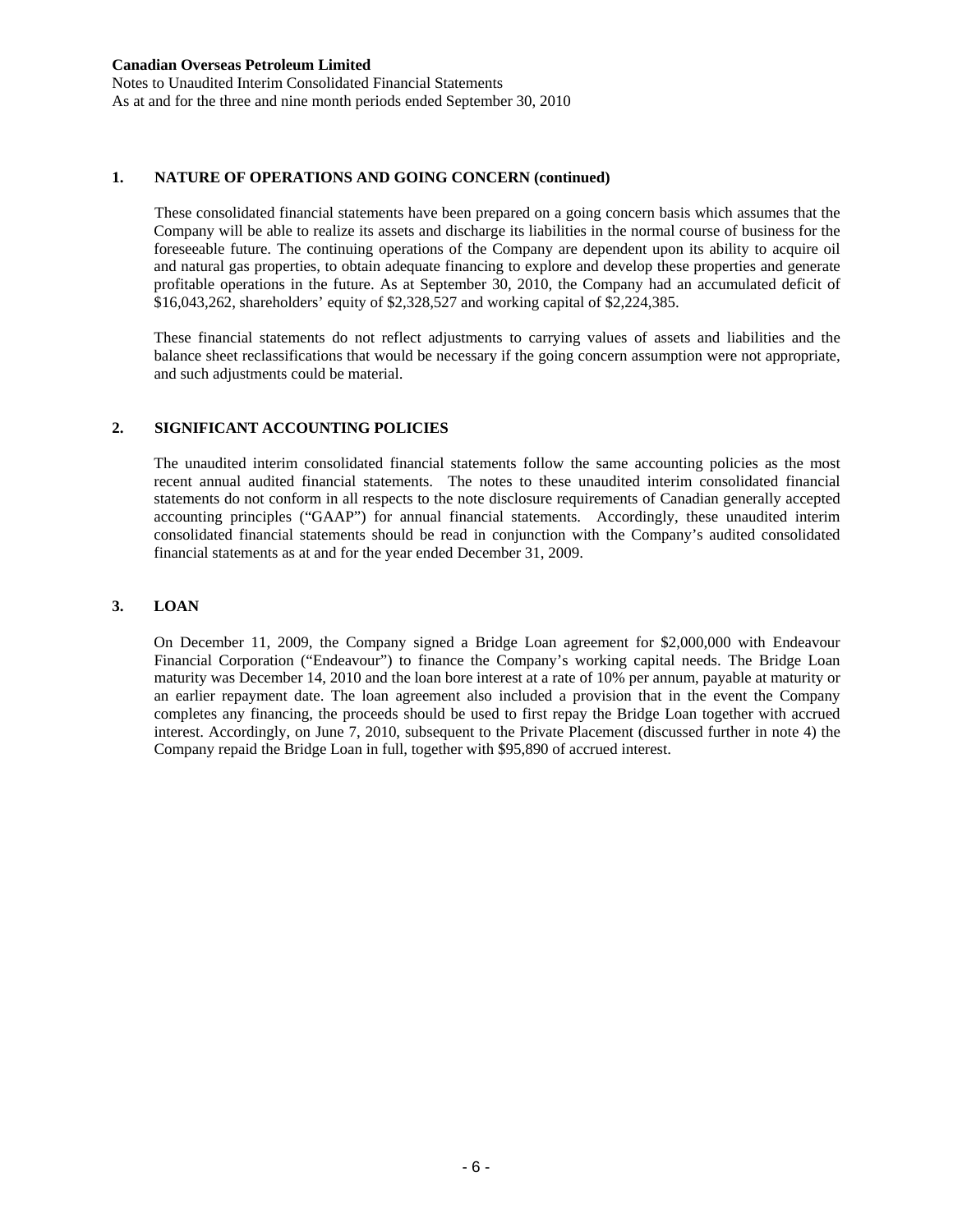## 1. NATURE OF OPERATIONS AND GOING CONCERN (continued)

These consolidated financial statements have been prepared on a going concern basis which assumes that the Company will be able to realize its assets and discharge its liabilities in the normal course of business for the foreseeable future. The continuing operations of the Company are dependent upon its ability to acquire oil and natural gas properties, to obtain adequate financing to explore and develop these properties and generate profitable operations in the future. As at September 30, 2010, the Company had an accumulated deficit of $16,043,262, shareholders' equity of $2,328,527 and working capital of $2,224,385.

These financial statements do not reflect adjustments to carrying values of assets and liabilities and the balance sheet reclassifications that would be necessary if the going concern assumption were not appropriate, and such adjustments could be material.

## 2. SIGNIFICANT ACCOUNTING POLICIES

The unaudited interim consolidated financial statements follow the same accounting policies as the most recent annual audited financial statements. The notes to these unaudited interim consolidated financial statements do not conform in all respects to the note disclosure requirements of Canadian generally accepted accounting principles ("GAAP") for annual financial statements. Accordingly, these unaudited interim consolidated financial statements should be read in conjunction with the Company's audited consolidated financial statements as at and for the year ended December 31, 2009.

## 3. LOAN

On December 11, 2009, the Company signed a Bridge Loan agreement for $2,000,000 with Endeavour Financial Corporation ("Endeavour") to finance the Company's working capital needs. The Bridge Loan maturity was December 14, 2010 and the loan bore interest at a rate of 10% per annum, payable at maturity or an earlier repayment date. The loan agreement also included a provision that in the event the Company completes any financing, the proceeds should be used to first repay the Bridge Loan together with accrued interest. Accordingly, on June 7, 2010, subsequent to the Private Placement (discussed further in note 4) the Company repaid the Bridge Loan in full, together with $95,890 of accrued interest.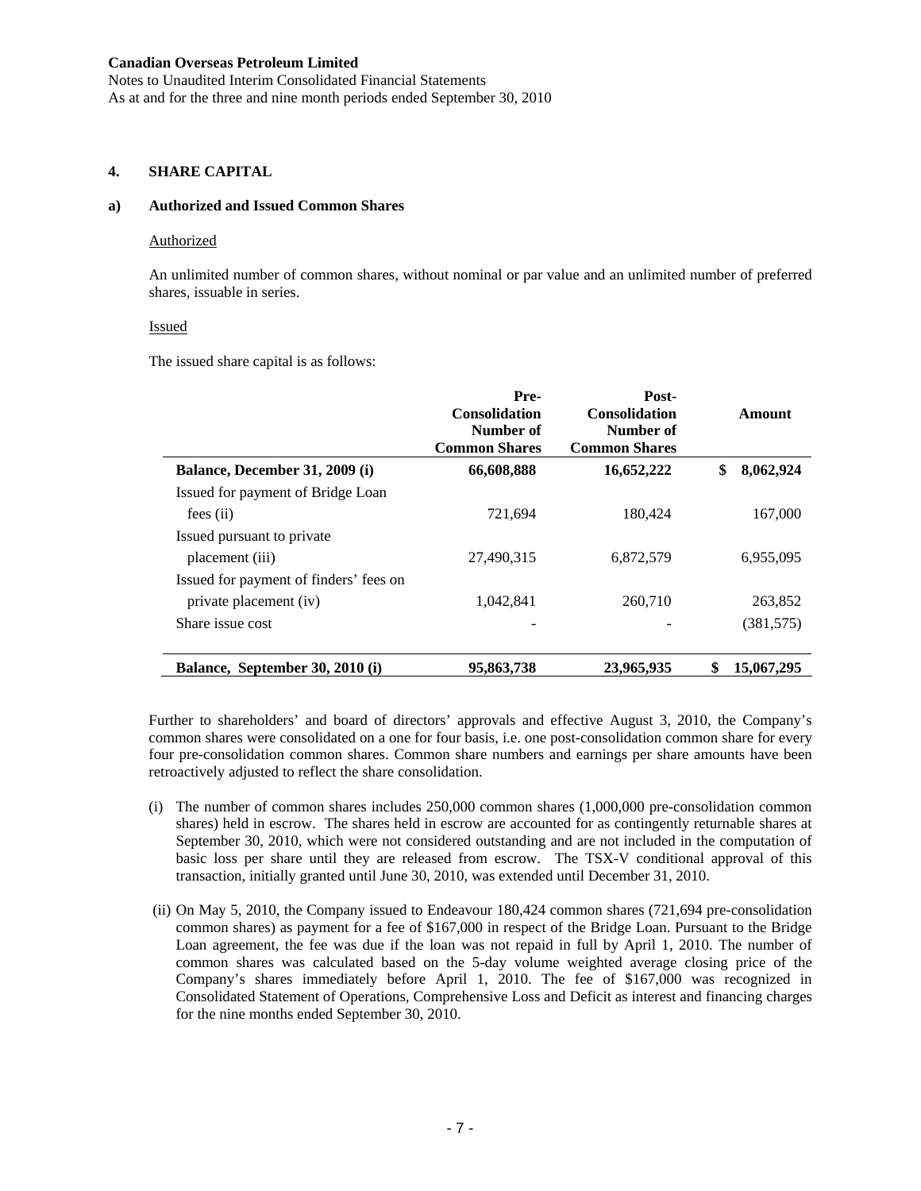## 4. SHARE CAPITAL

### a) Authorized and Issued Common Shares

Authorized

An unlimited number of common shares, without nominal or par value and an unlimited number of preferred shares, issuable in series.

Issued

The issued share capital is as follows:

| | Pre-Consolidation Number of Common Shares | Post-Consolidation Number of Common Shares | Amount |
|---|---|---|---|
| **Balance, December 31, 2009 (i)** | **66,608,888** | **16,652,222** | **$ 8,062,924** |
| Issued for payment of Bridge Loan fees (ii) | 721,694 | 180,424 | 167,000 |
| Issued pursuant to private placement (iii) | 27,490,315 | 6,872,579 | 6,955,095 |
| Issued for payment of finders' fees on private placement (iv) | 1,042,841 | 260,710 | 263,852 |
| Share issue cost | - | - | (381,575) |
| **Balance, September 30, 2010 (i)** | **95,863,738** | **23,965,935** | **$ 15,067,295** |

Further to shareholders' and board of directors' approvals and effective August 3, 2010, the Company's common shares were consolidated on a one for four basis, i.e. one post-consolidation common share for every four pre-consolidation common shares. Common share numbers and earnings per share amounts have been retroactively adjusted to reflect the share consolidation.

(i) The number of common shares includes 250,000 common shares (1,000,000 pre-consolidation common shares) held in escrow. The shares held in escrow are accounted for as contingently returnable shares at September 30, 2010, which were not considered outstanding and are not included in the computation of basic loss per share until they are released from escrow. The TSX-V conditional approval of this transaction, initially granted until June 30, 2010, was extended until December 31, 2010.

(ii) On May 5, 2010, the Company issued to Endeavour 180,424 common shares (721,694 pre-consolidation common shares) as payment for a fee of $167,000 in respect of the Bridge Loan. Pursuant to the Bridge Loan agreement, the fee was due if the loan was not repaid in full by April 1, 2010. The number of common shares was calculated based on the 5-day volume weighted average closing price of the Company's shares immediately before April 1, 2010. The fee of $167,000 was recognized in Consolidated Statement of Operations, Comprehensive Loss and Deficit as interest and financing charges for the nine months ended September 30, 2010.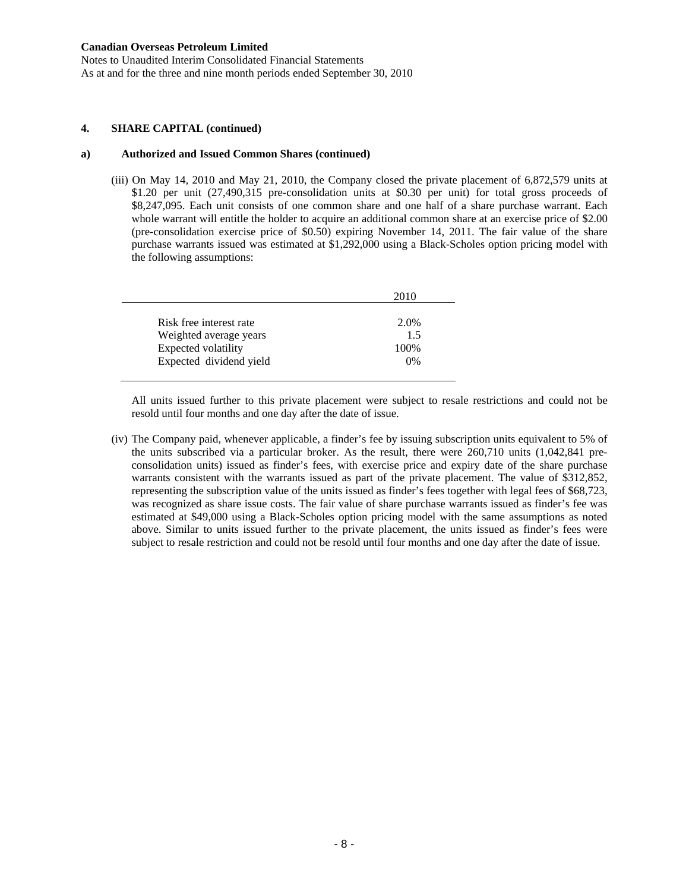**Canadian Overseas Petroleum Limited**
Notes to Unaudited Interim Consolidated Financial Statements
As at and for the three and nine month periods ended September 30, 2010

## 4. SHARE CAPITAL (continued)

### a) Authorized and Issued Common Shares (continued)

(iii) On May 14, 2010 and May 21, 2010, the Company closed the private placement of 6,872,579 units at $1.20 per unit (27,490,315 pre-consolidation units at $0.30 per unit) for total gross proceeds of $8,247,095. Each unit consists of one common share and one half of a share purchase warrant. Each whole warrant will entitle the holder to acquire an additional common share at an exercise price of $2.00 (pre-consolidation exercise price of $0.50) expiring November 14, 2011. The fair value of the share purchase warrants issued was estimated at $1,292,000 using a Black-Scholes option pricing model with the following assumptions:

| | 2010 |
|---|---|
| Risk free interest rate | 2.0% |
| Weighted average years | 1.5 |
| Expected volatility | 100% |
| Expected dividend yield | 0% |

All units issued further to this private placement were subject to resale restrictions and could not be resold until four months and one day after the date of issue.

(iv) The Company paid, whenever applicable, a finder's fee by issuing subscription units equivalent to 5% of the units subscribed via a particular broker. As the result, there were 260,710 units (1,042,841 pre-consolidation units) issued as finder's fees, with exercise price and expiry date of the share purchase warrants consistent with the warrants issued as part of the private placement. The value of $312,852, representing the subscription value of the units issued as finder's fees together with legal fees of $68,723, was recognized as share issue costs. The fair value of share purchase warrants issued as finder's fee was estimated at $49,000 using a Black-Scholes option pricing model with the same assumptions as noted above. Similar to units issued further to the private placement, the units issued as finder's fees were subject to resale restriction and could not be resold until four months and one day after the date of issue.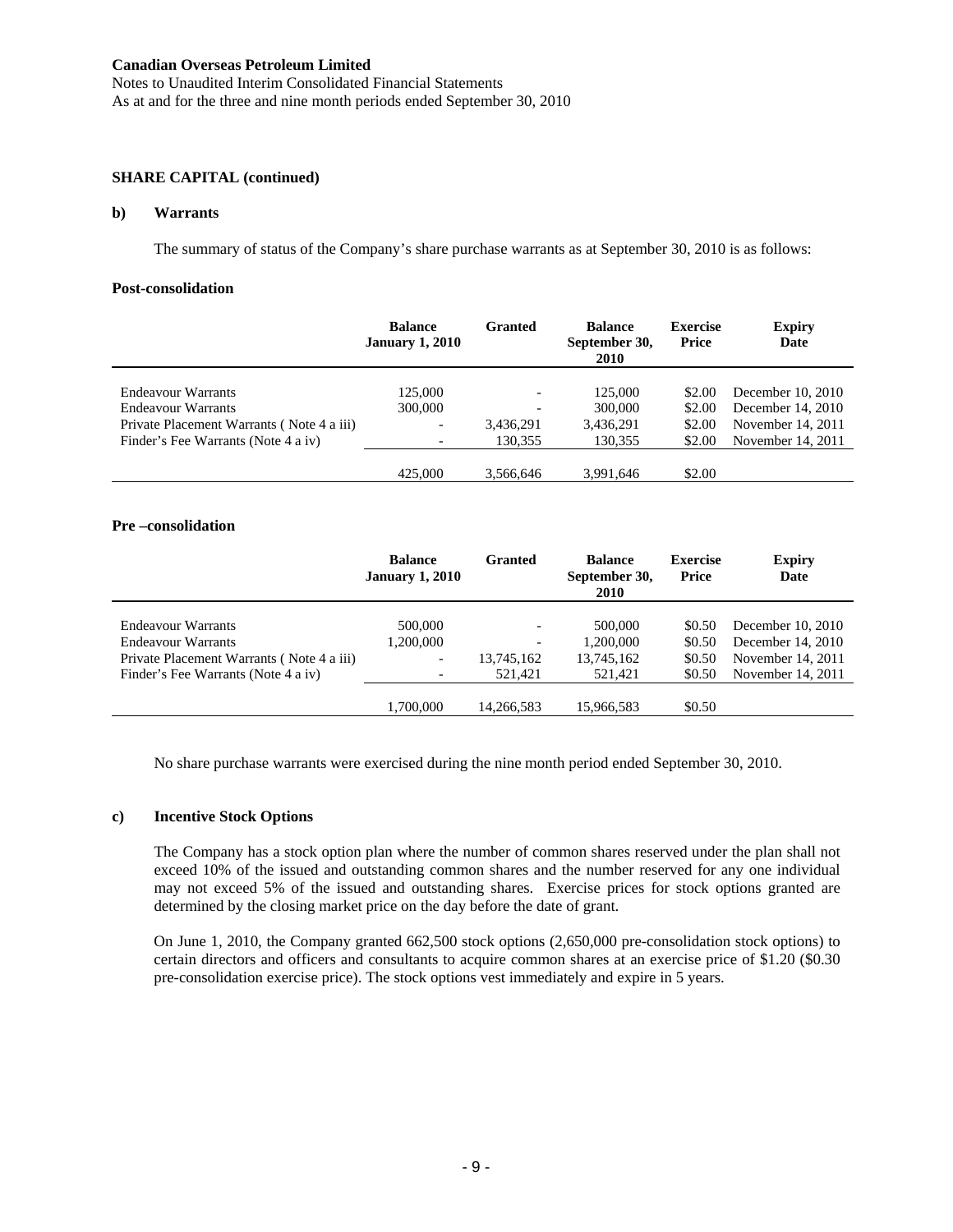**SHARE CAPITAL (continued)**

**b) Warrants**

The summary of status of the Company's share purchase warrants as at September 30, 2010 is as follows:

**Post-consolidation**

| | Balance January 1, 2010 | Granted | Balance September 30, 2010 | Exercise Price | Expiry Date |
|---|---|---|---|---|---|
| Endeavour Warrants | 125,000 | - | 125,000 | $2.00 | December 10, 2010 |
| Endeavour Warrants | 300,000 | - | 300,000 | $2.00 | December 14, 2010 |
| Private Placement Warrants ( Note 4 a iii) | - | 3,436,291 | 3,436,291 | $2.00 | November 14, 2011 |
| Finder's Fee Warrants (Note 4 a iv) | - | 130,355 | 130,355 | $2.00 | November 14, 2011 |
| | 425,000 | 3,566,646 | 3,991,646 | $2.00 | |

**Pre –consolidation**

| | Balance January 1, 2010 | Granted | Balance September 30, 2010 | Exercise Price | Expiry Date |
|---|---|---|---|---|---|
| Endeavour Warrants | 500,000 | - | 500,000 | $0.50 | December 10, 2010 |
| Endeavour Warrants | 1,200,000 | - | 1,200,000 | $0.50 | December 14, 2010 |
| Private Placement Warrants ( Note 4 a iii) | - | 13,745,162 | 13,745,162 | $0.50 | November 14, 2011 |
| Finder's Fee Warrants (Note 4 a iv) | - | 521,421 | 521,421 | $0.50 | November 14, 2011 |
| | 1,700,000 | 14,266,583 | 15,966,583 | $0.50 | |

No share purchase warrants were exercised during the nine month period ended September 30, 2010.

**c) Incentive Stock Options**

The Company has a stock option plan where the number of common shares reserved under the plan shall not exceed 10% of the issued and outstanding common shares and the number reserved for any one individual may not exceed 5% of the issued and outstanding shares. Exercise prices for stock options granted are determined by the closing market price on the day before the date of grant.

On June 1, 2010, the Company granted 662,500 stock options (2,650,000 pre-consolidation stock options) to certain directors and officers and consultants to acquire common shares at an exercise price of $1.20 ($0.30 pre-consolidation exercise price). The stock options vest immediately and expire in 5 years.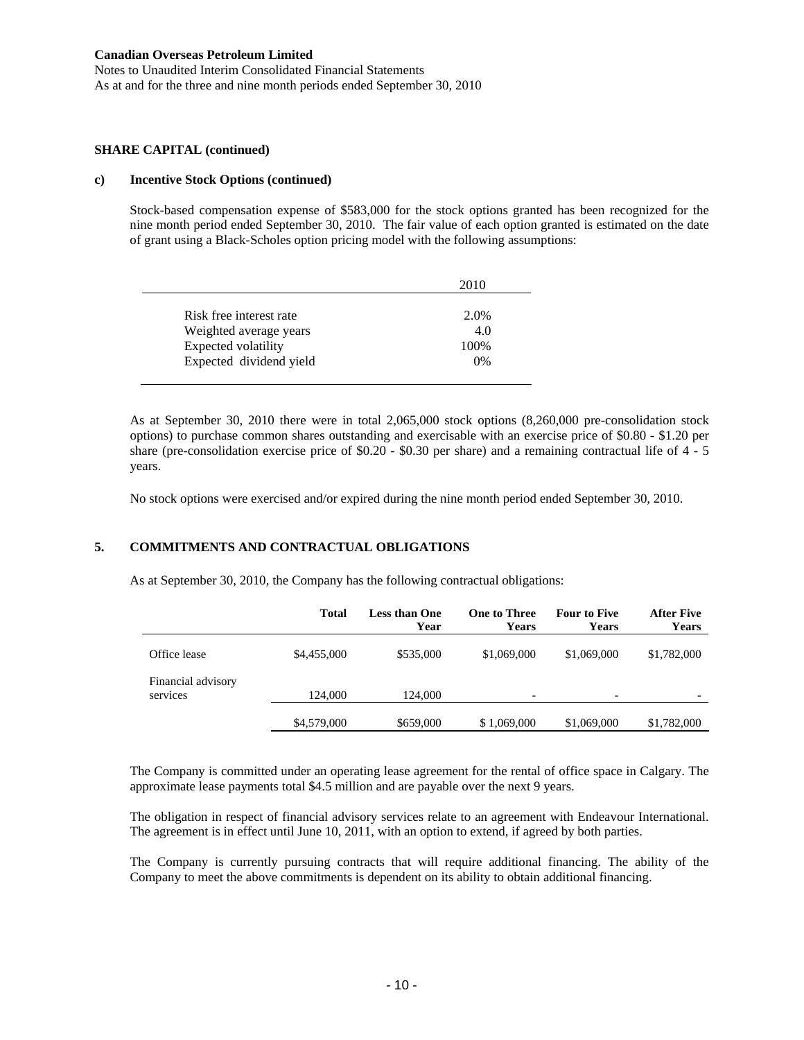**SHARE CAPITAL (continued)**

**c) Incentive Stock Options (continued)**

Stock-based compensation expense of \$583,000 for the stock options granted has been recognized for the nine month period ended September 30, 2010. The fair value of each option granted is estimated on the date of grant using a Black-Scholes option pricing model with the following assumptions:

| | 2010 |
|---|---|
| Risk free interest rate | 2.0% |
| Weighted average years | 4.0 |
| Expected volatility | 100% |
| Expected dividend yield | 0% |

As at September 30, 2010 there were in total 2,065,000 stock options (8,260,000 pre-consolidation stock options) to purchase common shares outstanding and exercisable with an exercise price of \$0.80 - \$1.20 per share (pre-consolidation exercise price of \$0.20 - \$0.30 per share) and a remaining contractual life of 4 - 5 years.

No stock options were exercised and/or expired during the nine month period ended September 30, 2010.

## 5. COMMITMENTS AND CONTRACTUAL OBLIGATIONS

As at September 30, 2010, the Company has the following contractual obligations:

| | Total | Less than One Year | One to Three Years | Four to Five Years | After Five Years |
|---|---|---|---|---|---|
| Office lease | \$4,455,000 | \$535,000 | \$1,069,000 | \$1,069,000 | \$1,782,000 |
| Financial advisory services | 124,000 | 124,000 | - | - | - |
| | \$4,579,000 | \$659,000 | \$ 1,069,000 | \$1,069,000 | \$1,782,000 |

The Company is committed under an operating lease agreement for the rental of office space in Calgary. The approximate lease payments total \$4.5 million and are payable over the next 9 years.

The obligation in respect of financial advisory services relate to an agreement with Endeavour International. The agreement is in effect until June 10, 2011, with an option to extend, if agreed by both parties.

The Company is currently pursuing contracts that will require additional financing. The ability of the Company to meet the above commitments is dependent on its ability to obtain additional financing.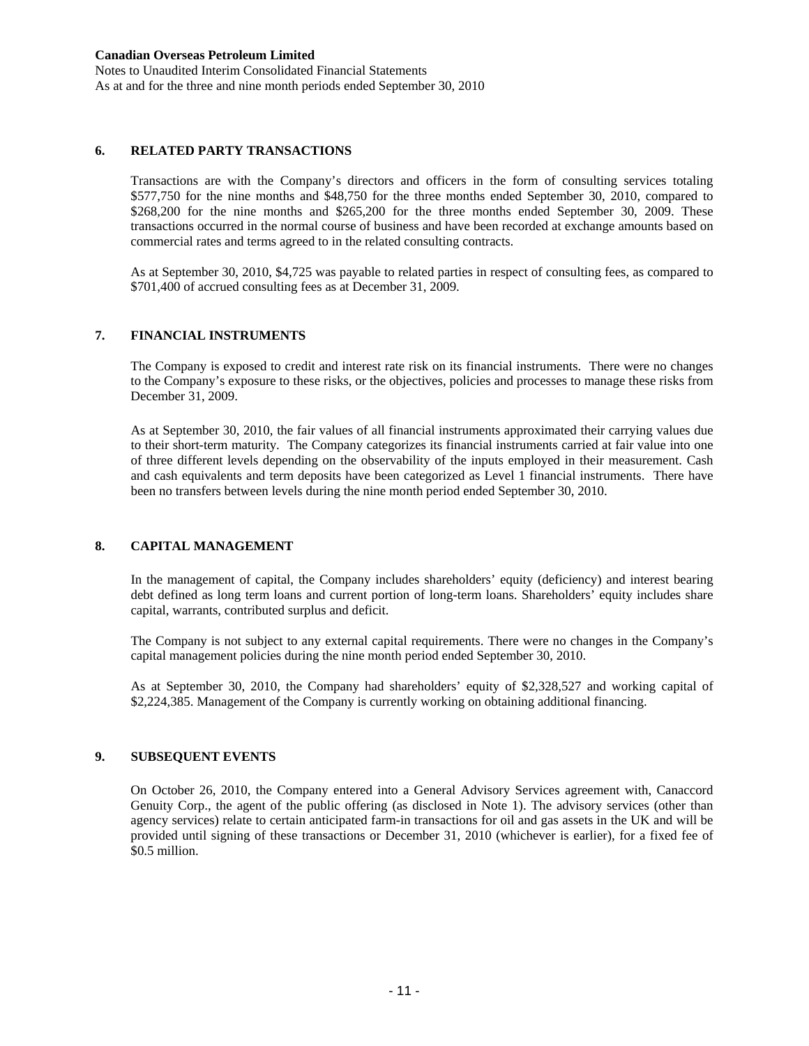## 6. RELATED PARTY TRANSACTIONS

Transactions are with the Company's directors and officers in the form of consulting services totaling \$577,750 for the nine months and \$48,750 for the three months ended September 30, 2010, compared to \$268,200 for the nine months and \$265,200 for the three months ended September 30, 2009. These transactions occurred in the normal course of business and have been recorded at exchange amounts based on commercial rates and terms agreed to in the related consulting contracts.

As at September 30, 2010, \$4,725 was payable to related parties in respect of consulting fees, as compared to \$701,400 of accrued consulting fees as at December 31, 2009.

## 7. FINANCIAL INSTRUMENTS

The Company is exposed to credit and interest rate risk on its financial instruments. There were no changes to the Company's exposure to these risks, or the objectives, policies and processes to manage these risks from December 31, 2009.

As at September 30, 2010, the fair values of all financial instruments approximated their carrying values due to their short-term maturity. The Company categorizes its financial instruments carried at fair value into one of three different levels depending on the observability of the inputs employed in their measurement. Cash and cash equivalents and term deposits have been categorized as Level 1 financial instruments. There have been no transfers between levels during the nine month period ended September 30, 2010.

## 8. CAPITAL MANAGEMENT

In the management of capital, the Company includes shareholders' equity (deficiency) and interest bearing debt defined as long term loans and current portion of long-term loans. Shareholders' equity includes share capital, warrants, contributed surplus and deficit.

The Company is not subject to any external capital requirements. There were no changes in the Company's capital management policies during the nine month period ended September 30, 2010.

As at September 30, 2010, the Company had shareholders' equity of \$2,328,527 and working capital of \$2,224,385. Management of the Company is currently working on obtaining additional financing.

## 9. SUBSEQUENT EVENTS

On October 26, 2010, the Company entered into a General Advisory Services agreement with, Canaccord Genuity Corp., the agent of the public offering (as disclosed in Note 1). The advisory services (other than agency services) relate to certain anticipated farm-in transactions for oil and gas assets in the UK and will be provided until signing of these transactions or December 31, 2010 (whichever is earlier), for a fixed fee of \$0.5 million.